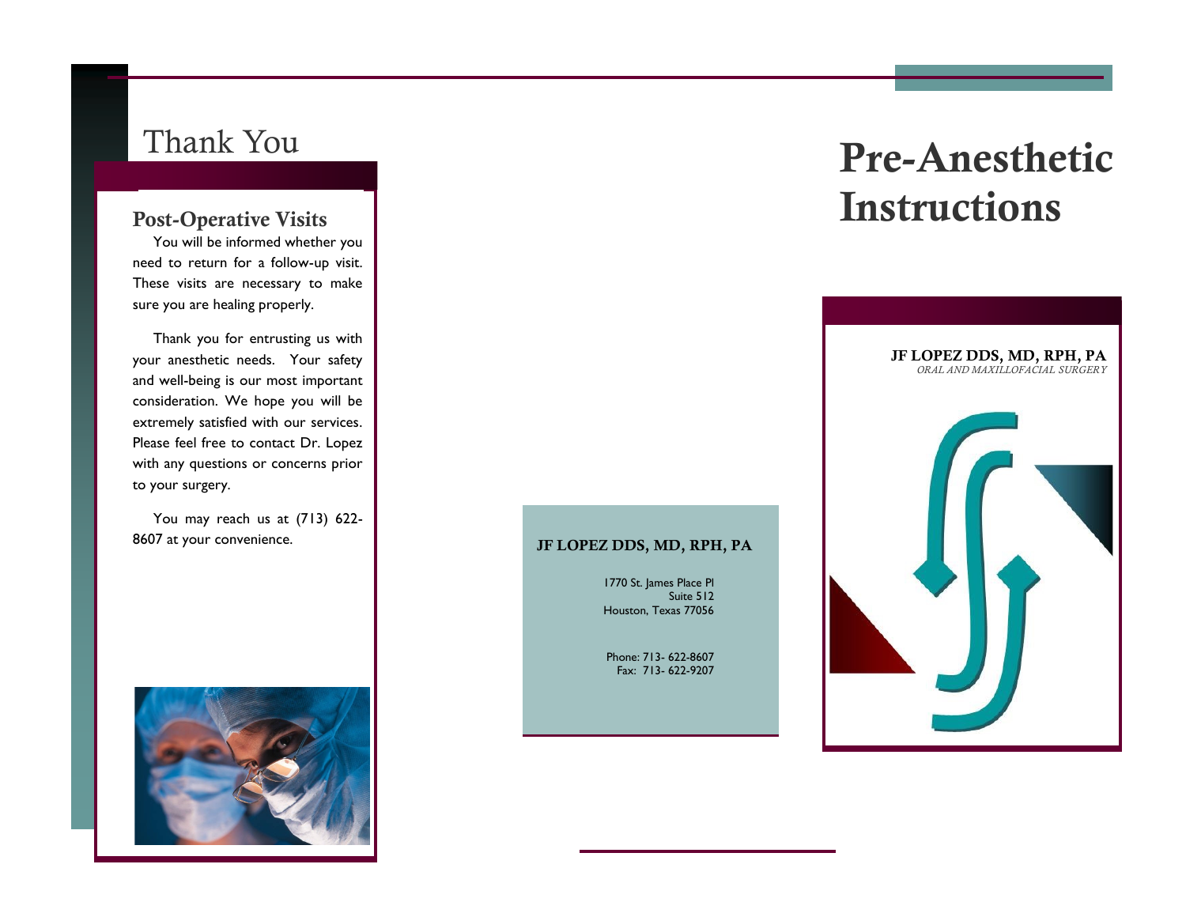# Thank You

## Post-Operative Visits

You will be informed whether you need to return for a follow-up visit. These visits are necessary to make sure you are healing properly.

Thank you for entrusting us with your anesthetic needs. Your safety and well-being is our most important consideration. We hope you will be extremely satisfied with our services. Please feel free to contact Dr. Lopez with any questions or concerns prior to your surgery.

You may reach us at (713) 622-8607 at your convenience.

**JF LOPEZ DDS, MD, RPH, PA**

1770 St. James Place Pl
Suite 512
Houston, Texas 77056

Phone: 713- 622-8607
Fax: 713- 622-9207

# Pre-Anesthetic Instructions

**JF LOPEZ DDS, MD, RPH, PA**
*ORAL AND MAXILLOFACIAL SURGERY*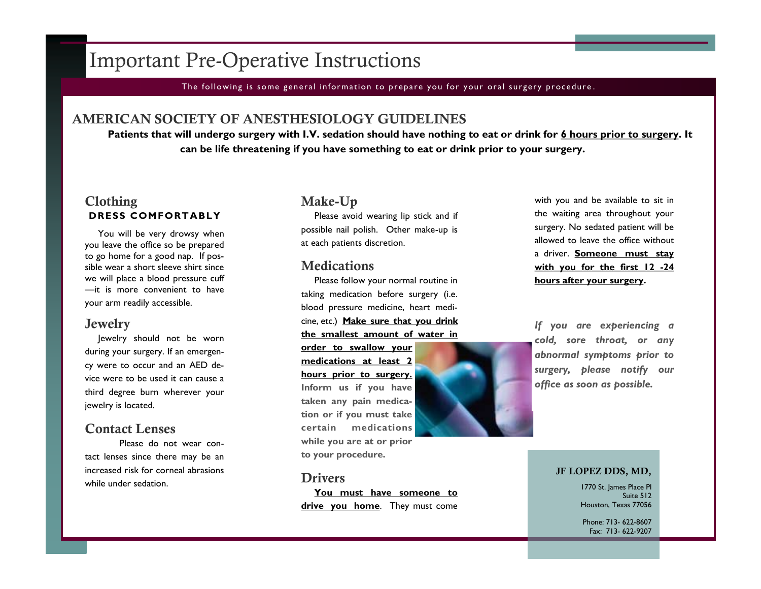# Important Pre-Operative Instructions

The following is some general information to prepare you for your oral surgery procedure.

## AMERICAN SOCIETY OF ANESTHESIOLOGY GUIDELINES

**Patients that will undergo surgery with I.V. sedation should have nothing to eat or drink for <u>6 hours prior to surgery</u>. It can be life threatening if you have something to eat or drink prior to your surgery.**

### Clothing

**DRESS COMFORTABLY**

You will be very drowsy when you leave the office so be prepared to go home for a good nap. If possible wear a short sleeve shirt since we will place a blood pressure cuff—it is more convenient to have your arm readily accessible.

### Jewelry

Jewelry should not be worn during your surgery. If an emergency were to occur and an AED device were to be used it can cause a third degree burn wherever your jewelry is located.

### Contact Lenses

Please do not wear contact lenses since there may be an increased risk for corneal abrasions while under sedation.

### Make-Up

Please avoid wearing lip stick and if possible nail polish. Other make-up is at each patients discretion.

### Medications

Please follow your normal routine in taking medication before surgery (i.e. blood pressure medicine, heart medicine, etc.) **<u>Make sure that you drink the smallest amount of water in order to swallow your medications at least 2 hours prior to surgery.</u>** **Inform us if you have taken any pain medication or if you must take certain medications while you are at or prior to your procedure.**

### Drivers

**<u>You must have someone to drive you home</u>**. They must come with you and be available to sit in the waiting area throughout your surgery. No sedated patient will be allowed to leave the office without a driver. **<u>Someone must stay with you for the first 12 -24 hours after your surgery</u>.**

***If you are experiencing a cold, sore throat, or any abnormal symptoms prior to surgery, please notify our office as soon as possible.***

**JF LOPEZ DDS, MD,**

1770 St. James Place Pl
Suite 512
Houston, Texas 77056

Phone: 713- 622-8607
Fax: 713- 622-9207